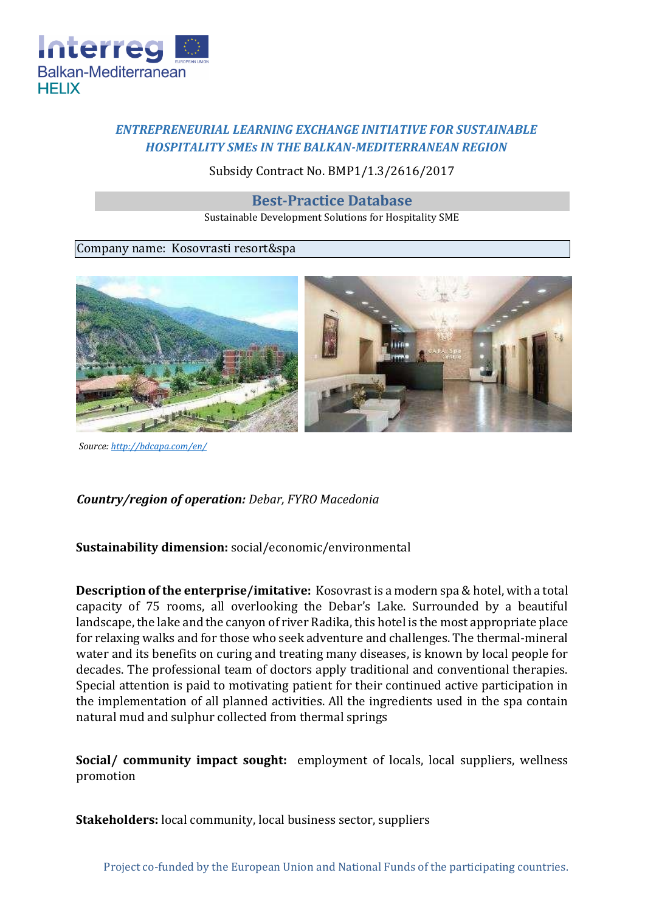Interreg Balkan-Mediterranean HELIX

***ENTREPRENEURIAL LEARNING EXCHANGE INITIATIVE FOR SUSTAINABLE HOSPITALITY SMEs IN THE BALKAN-MEDITERRANEAN REGION***

Subsidy Contract No. BMP1/1.3/2616/2017

## Best-Practice Database

Sustainable Development Solutions for Hospitality SME

Company name: Kosovrasti resort&spa

*Source: http://bdcapa.com/en/*

***Country/region of operation:*** *Debar, FYRO Macedonia*

**Sustainability dimension:** social/economic/environmental

**Description of the enterprise/imitative:** Kosovrast is a modern spa & hotel, with a total capacity of 75 rooms, all overlooking the Debar's Lake. Surrounded by a beautiful landscape, the lake and the canyon of river Radika, this hotel is the most appropriate place for relaxing walks and for those who seek adventure and challenges. The thermal-mineral water and its benefits on curing and treating many diseases, is known by local people for decades. The professional team of doctors apply traditional and conventional therapies. Special attention is paid to motivating patient for their continued active participation in the implementation of all planned activities. All the ingredients used in the spa contain natural mud and sulphur collected from thermal springs

**Social/ community impact sought:** employment of locals, local suppliers, wellness promotion

**Stakeholders:** local community, local business sector, suppliers

Project co-funded by the European Union and National Funds of the participating countries.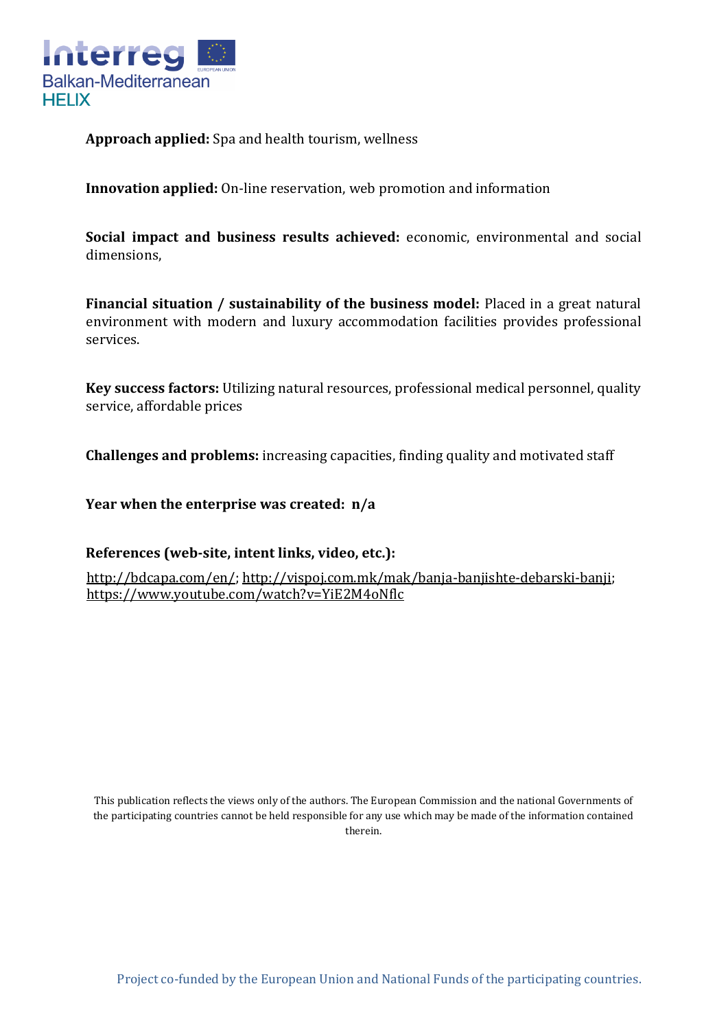**Approach applied:** Spa and health tourism, wellness

**Innovation applied:** On-line reservation, web promotion and information

**Social impact and business results achieved:** economic, environmental and social dimensions,

**Financial situation / sustainability of the business model:** Placed in a great natural environment with modern and luxury accommodation facilities provides professional services.

**Key success factors:** Utilizing natural resources, professional medical personnel, quality service, affordable prices

**Challenges and problems:** increasing capacities, finding quality and motivated staff

**Year when the enterprise was created: n/a**

**References (web-site, intent links, video, etc.):**

http://bdcapa.com/en/; http://vispoj.com.mk/mak/banja-banjishte-debarski-banji; https://www.youtube.com/watch?v=YiE2M4oNflc

This publication reflects the views only of the authors. The European Commission and the national Governments of the participating countries cannot be held responsible for any use which may be made of the information contained therein.

Project co-funded by the European Union and National Funds of the participating countries.